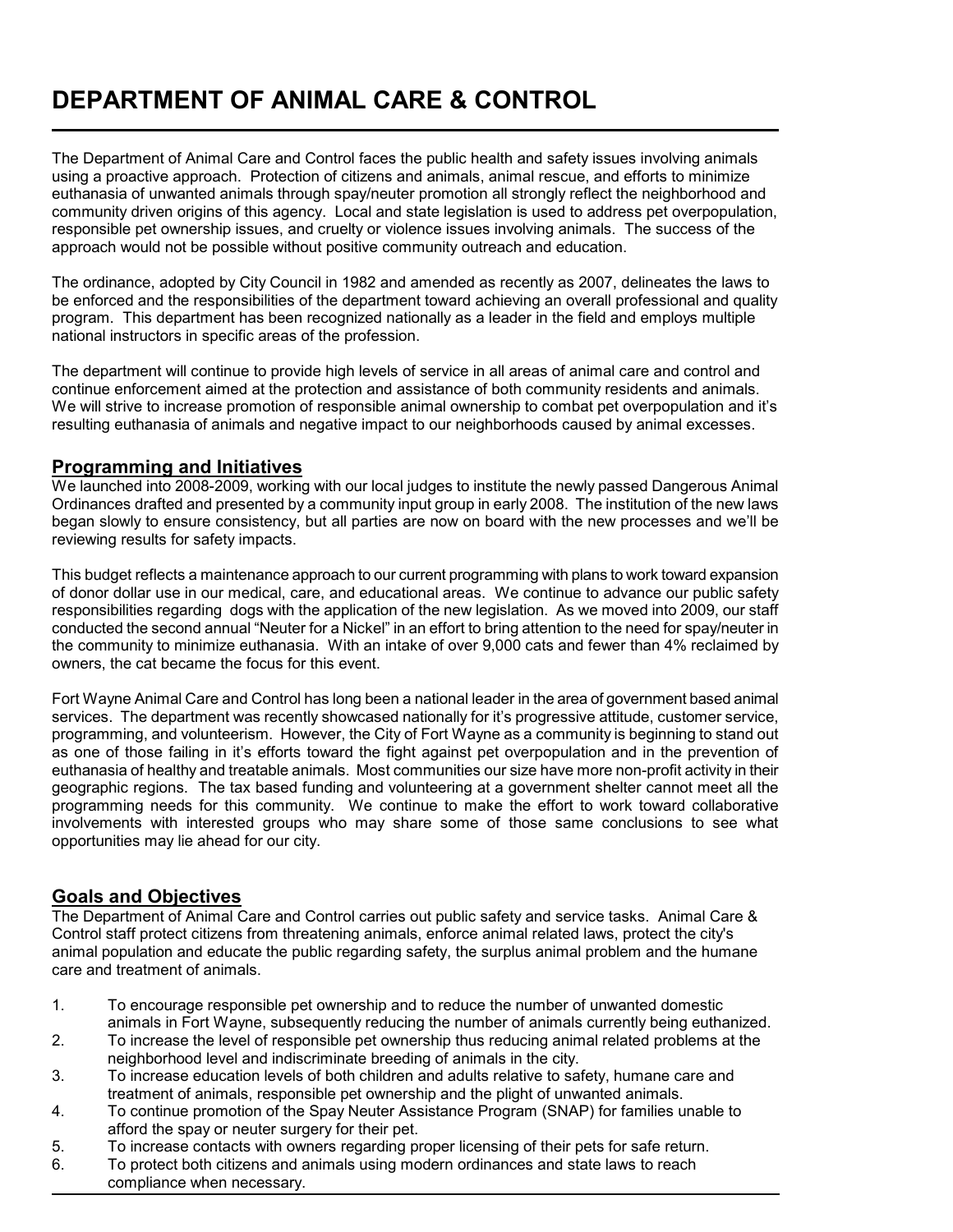# DEPARTMENT OF ANIMAL CARE & CONTROL

The Department of Animal Care and Control faces the public health and safety issues involving animals using a proactive approach. Protection of citizens and animals, animal rescue, and efforts to minimize euthanasia of unwanted animals through spay/neuter promotion all strongly reflect the neighborhood and community driven origins of this agency. Local and state legislation is used to address pet overpopulation, responsible pet ownership issues, and cruelty or violence issues involving animals. The success of the approach would not be possible without positive community outreach and education.

The ordinance, adopted by City Council in 1982 and amended as recently as 2007, delineates the laws to be enforced and the responsibilities of the department toward achieving an overall professional and quality program. This department has been recognized nationally as a leader in the field and employs multiple national instructors in specific areas of the profession.

The department will continue to provide high levels of service in all areas of animal care and control and continue enforcement aimed at the protection and assistance of both community residents and animals. We will strive to increase promotion of responsible animal ownership to combat pet overpopulation and it's resulting euthanasia of animals and negative impact to our neighborhoods caused by animal excesses.

## Programming and Initiatives

We launched into 2008-2009, working with our local judges to institute the newly passed Dangerous Animal Ordinances drafted and presented by a community input group in early 2008. The institution of the new laws began slowly to ensure consistency, but all parties are now on board with the new processes and we'll be reviewing results for safety impacts.

This budget reflects a maintenance approach to our current programming with plans to work toward expansion of donor dollar use in our medical, care, and educational areas. We continue to advance our public safety responsibilities regarding dogs with the application of the new legislation. As we moved into 2009, our staff conducted the second annual "Neuter for a Nickel" in an effort to bring attention to the need for spay/neuter in the community to minimize euthanasia. With an intake of over 9,000 cats and fewer than 4% reclaimed by owners, the cat became the focus for this event.

Fort Wayne Animal Care and Control has long been a national leader in the area of government based animal services. The department was recently showcased nationally for it's progressive attitude, customer service, programming, and volunteerism. However, the City of Fort Wayne as a community is beginning to stand out as one of those failing in it's efforts toward the fight against pet overpopulation and in the prevention of euthanasia of healthy and treatable animals. Most communities our size have more non-profit activity in their geographic regions. The tax based funding and volunteering at a government shelter cannot meet all the programming needs for this community. We continue to make the effort to work toward collaborative involvements with interested groups who may share some of those same conclusions to see what opportunities may lie ahead for our city.

## Goals and Objectives

The Department of Animal Care and Control carries out public safety and service tasks. Animal Care & Control staff protect citizens from threatening animals, enforce animal related laws, protect the city's animal population and educate the public regarding safety, the surplus animal problem and the humane care and treatment of animals.

1. To encourage responsible pet ownership and to reduce the number of unwanted domestic animals in Fort Wayne, subsequently reducing the number of animals currently being euthanized.
2. To increase the level of responsible pet ownership thus reducing animal related problems at the neighborhood level and indiscriminate breeding of animals in the city.
3. To increase education levels of both children and adults relative to safety, humane care and treatment of animals, responsible pet ownership and the plight of unwanted animals.
4. To continue promotion of the Spay Neuter Assistance Program (SNAP) for families unable to afford the spay or neuter surgery for their pet.
5. To increase contacts with owners regarding proper licensing of their pets for safe return.
6. To protect both citizens and animals using modern ordinances and state laws to reach compliance when necessary.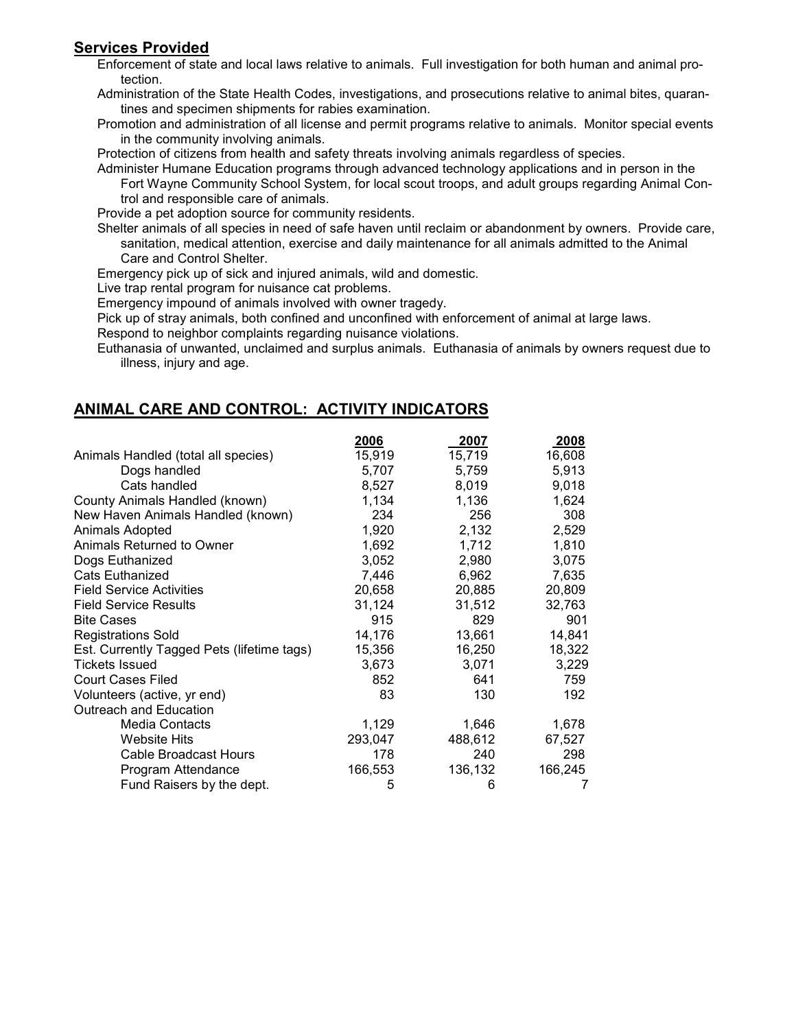## Services Provided

Enforcement of state and local laws relative to animals. Full investigation for both human and animal protection.

Administration of the State Health Codes, investigations, and prosecutions relative to animal bites, quarantines and specimen shipments for rabies examination.

Promotion and administration of all license and permit programs relative to animals. Monitor special events in the community involving animals.

Protection of citizens from health and safety threats involving animals regardless of species.

Administer Humane Education programs through advanced technology applications and in person in the Fort Wayne Community School System, for local scout troops, and adult groups regarding Animal Control and responsible care of animals.

Provide a pet adoption source for community residents.

Shelter animals of all species in need of safe haven until reclaim or abandonment by owners. Provide care, sanitation, medical attention, exercise and daily maintenance for all animals admitted to the Animal Care and Control Shelter.

Emergency pick up of sick and injured animals, wild and domestic.

Live trap rental program for nuisance cat problems.

Emergency impound of animals involved with owner tragedy.

Pick up of stray animals, both confined and unconfined with enforcement of animal at large laws.

Respond to neighbor complaints regarding nuisance violations.

Euthanasia of unwanted, unclaimed and surplus animals. Euthanasia of animals by owners request due to illness, injury and age.

## ANIMAL CARE AND CONTROL: ACTIVITY INDICATORS

| | 2006 | 2007 | 2008 |
|---|---|---|---|
| Animals Handled (total all species) | 15,919 | 15,719 | 16,608 |
| Dogs handled | 5,707 | 5,759 | 5,913 |
| Cats handled | 8,527 | 8,019 | 9,018 |
| County Animals Handled (known) | 1,134 | 1,136 | 1,624 |
| New Haven Animals Handled (known) | 234 | 256 | 308 |
| Animals Adopted | 1,920 | 2,132 | 2,529 |
| Animals Returned to Owner | 1,692 | 1,712 | 1,810 |
| Dogs Euthanized | 3,052 | 2,980 | 3,075 |
| Cats Euthanized | 7,446 | 6,962 | 7,635 |
| Field Service Activities | 20,658 | 20,885 | 20,809 |
| Field Service Results | 31,124 | 31,512 | 32,763 |
| Bite Cases | 915 | 829 | 901 |
| Registrations Sold | 14,176 | 13,661 | 14,841 |
| Est. Currently Tagged Pets (lifetime tags) | 15,356 | 16,250 | 18,322 |
| Tickets Issued | 3,673 | 3,071 | 3,229 |
| Court Cases Filed | 852 | 641 | 759 |
| Volunteers (active, yr end) | 83 | 130 | 192 |
| Outreach and Education | | | |
| Media Contacts | 1,129 | 1,646 | 1,678 |
| Website Hits | 293,047 | 488,612 | 67,527 |
| Cable Broadcast Hours | 178 | 240 | 298 |
| Program Attendance | 166,553 | 136,132 | 166,245 |
| Fund Raisers by the dept. | 5 | 6 | 7 |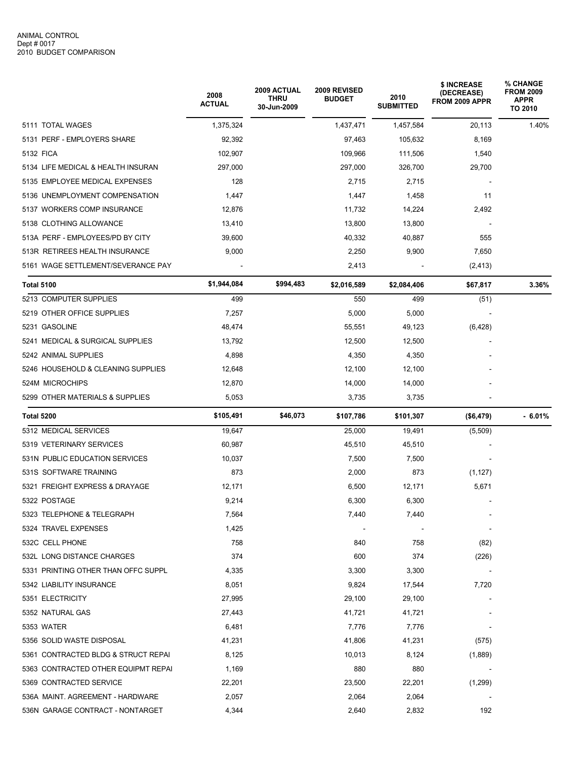ANIMAL CONTROL
Dept # 0017
2010 BUDGET COMPARISON

| | 2008 ACTUAL | 2009 ACTUAL THRU 30-Jun-2009 | 2009 REVISED BUDGET | 2010 SUBMITTED | $ INCREASE (DECREASE) FROM 2009 APPR | % CHANGE FROM 2009 APPR TO 2010 |
|---|---|---|---|---|---|---|
| 5111 TOTAL WAGES | 1,375,324 | | 1,437,471 | 1,457,584 | 20,113 | 1.40% |
| 5131 PERF - EMPLOYERS SHARE | 92,392 | | 97,463 | 105,632 | 8,169 | |
| 5132 FICA | 102,907 | | 109,966 | 111,506 | 1,540 | |
| 5134 LIFE MEDICAL & HEALTH INSURAN | 297,000 | | 297,000 | 326,700 | 29,700 | |
| 5135 EMPLOYEE MEDICAL EXPENSES | 128 | | 2,715 | 2,715 | - | |
| 5136 UNEMPLOYMENT COMPENSATION | 1,447 | | 1,447 | 1,458 | 11 | |
| 5137 WORKERS COMP INSURANCE | 12,876 | | 11,732 | 14,224 | 2,492 | |
| 5138 CLOTHING ALLOWANCE | 13,410 | | 13,800 | 13,800 | - | |
| 513A PERF - EMPLOYEES/PD BY CITY | 39,600 | | 40,332 | 40,887 | 555 | |
| 513R RETIREES HEALTH INSURANCE | 9,000 | | 2,250 | 9,900 | 7,650 | |
| 5161 WAGE SETTLEMENT/SEVERANCE PAY | - | | 2,413 | - | (2,413) | |
| **Total 5100** | **$1,944,084** | **$994,483** | **$2,016,589** | **$2,084,406** | **$67,817** | **3.36%** |
| 5213 COMPUTER SUPPLIES | 499 | | 550 | 499 | (51) | |
| 5219 OTHER OFFICE SUPPLIES | 7,257 | | 5,000 | 5,000 | - | |
| 5231 GASOLINE | 48,474 | | 55,551 | 49,123 | (6,428) | |
| 5241 MEDICAL & SURGICAL SUPPLIES | 13,792 | | 12,500 | 12,500 | - | |
| 5242 ANIMAL SUPPLIES | 4,898 | | 4,350 | 4,350 | - | |
| 5246 HOUSEHOLD & CLEANING SUPPLIES | 12,648 | | 12,100 | 12,100 | - | |
| 524M MICROCHIPS | 12,870 | | 14,000 | 14,000 | - | |
| 5299 OTHER MATERIALS & SUPPLIES | 5,053 | | 3,735 | 3,735 | - | |
| **Total 5200** | **$105,491** | **$46,073** | **$107,786** | **$101,307** | **($6,479)** | **- 6.01%** |
| 5312 MEDICAL SERVICES | 19,647 | | 25,000 | 19,491 | (5,509) | |
| 5319 VETERINARY SERVICES | 60,987 | | 45,510 | 45,510 | - | |
| 531N PUBLIC EDUCATION SERVICES | 10,037 | | 7,500 | 7,500 | - | |
| 531S SOFTWARE TRAINING | 873 | | 2,000 | 873 | (1,127) | |
| 5321 FREIGHT EXPRESS & DRAYAGE | 12,171 | | 6,500 | 12,171 | 5,671 | |
| 5322 POSTAGE | 9,214 | | 6,300 | 6,300 | - | |
| 5323 TELEPHONE & TELEGRAPH | 7,564 | | 7,440 | 7,440 | - | |
| 5324 TRAVEL EXPENSES | 1,425 | | - | - | - | |
| 532C CELL PHONE | 758 | | 840 | 758 | (82) | |
| 532L LONG DISTANCE CHARGES | 374 | | 600 | 374 | (226) | |
| 5331 PRINTING OTHER THAN OFFC SUPPL | 4,335 | | 3,300 | 3,300 | - | |
| 5342 LIABILITY INSURANCE | 8,051 | | 9,824 | 17,544 | 7,720 | |
| 5351 ELECTRICITY | 27,995 | | 29,100 | 29,100 | - | |
| 5352 NATURAL GAS | 27,443 | | 41,721 | 41,721 | - | |
| 5353 WATER | 6,481 | | 7,776 | 7,776 | - | |
| 5356 SOLID WASTE DISPOSAL | 41,231 | | 41,806 | 41,231 | (575) | |
| 5361 CONTRACTED BLDG & STRUCT REPAI | 8,125 | | 10,013 | 8,124 | (1,889) | |
| 5363 CONTRACTED OTHER EQUIPMT REPAI | 1,169 | | 880 | 880 | - | |
| 5369 CONTRACTED SERVICE | 22,201 | | 23,500 | 22,201 | (1,299) | |
| 536A MAINT. AGREEMENT - HARDWARE | 2,057 | | 2,064 | 2,064 | - | |
| 536N GARAGE CONTRACT - NONTARGET | 4,344 | | 2,640 | 2,832 | 192 | |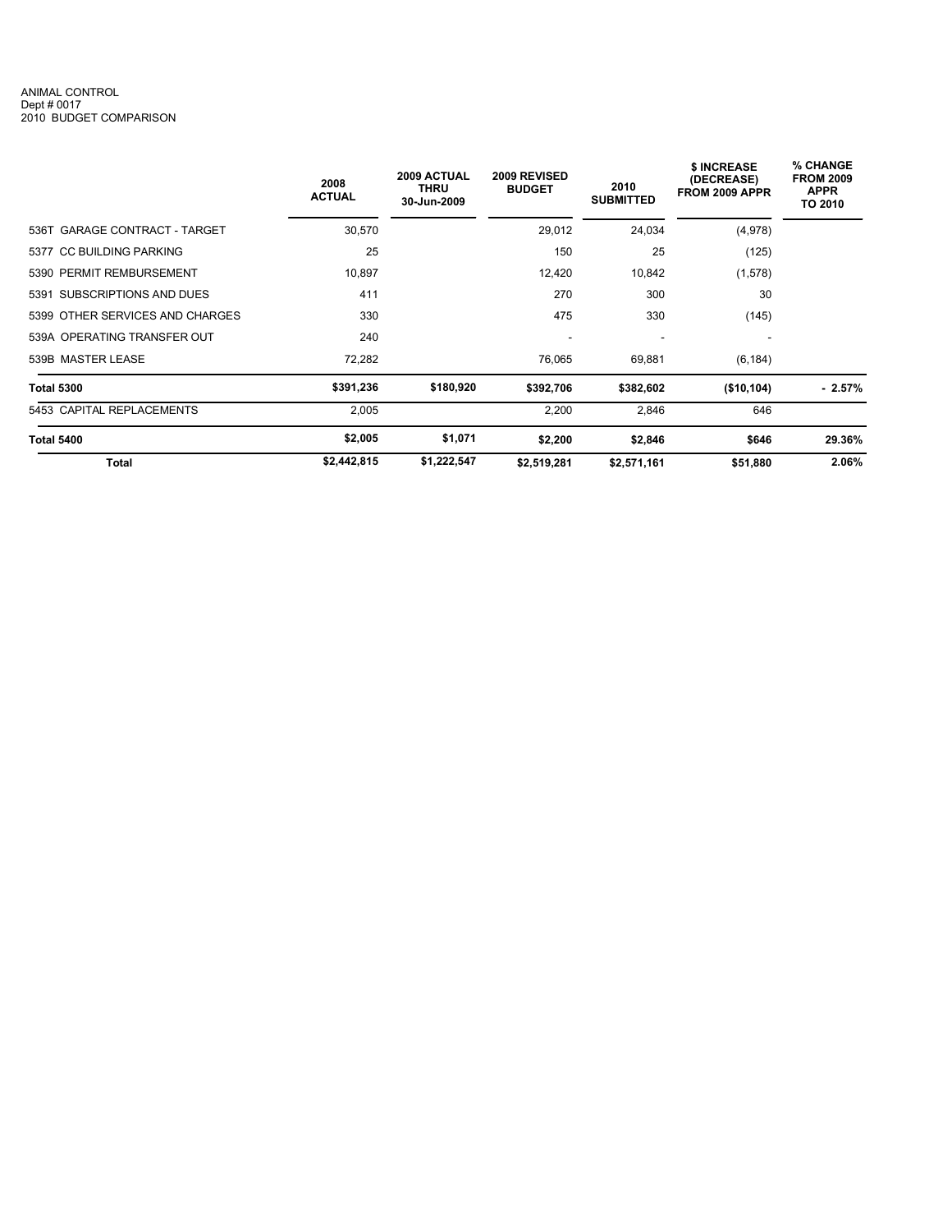ANIMAL CONTROL
Dept # 0017
2010 BUDGET COMPARISON

| | 2008 ACTUAL | 2009 ACTUAL THRU 30-Jun-2009 | 2009 REVISED BUDGET | 2010 SUBMITTED | $ INCREASE (DECREASE) FROM 2009 APPR | % CHANGE FROM 2009 APPR TO 2010 |
|---|---|---|---|---|---|---|
| 536T GARAGE CONTRACT - TARGET | 30,570 | | 29,012 | 24,034 | (4,978) | |
| 5377 CC BUILDING PARKING | 25 | | 150 | 25 | (125) | |
| 5390 PERMIT REMBURSEMENT | 10,897 | | 12,420 | 10,842 | (1,578) | |
| 5391 SUBSCRIPTIONS AND DUES | 411 | | 270 | 300 | 30 | |
| 5399 OTHER SERVICES AND CHARGES | 330 | | 475 | 330 | (145) | |
| 539A OPERATING TRANSFER OUT | 240 | | - | - | - | |
| 539B MASTER LEASE | 72,282 | | 76,065 | 69,881 | (6,184) | |
| **Total 5300** | **$391,236** | **$180,920** | **$392,706** | **$382,602** | **($10,104)** | **- 2.57%** |
| 5453 CAPITAL REPLACEMENTS | 2,005 | | 2,200 | 2,846 | 646 | |
| **Total 5400** | **$2,005** | **$1,071** | **$2,200** | **$2,846** | **$646** | **29.36%** |
| **Total** | **$2,442,815** | **$1,222,547** | **$2,519,281** | **$2,571,161** | **$51,880** | **2.06%** |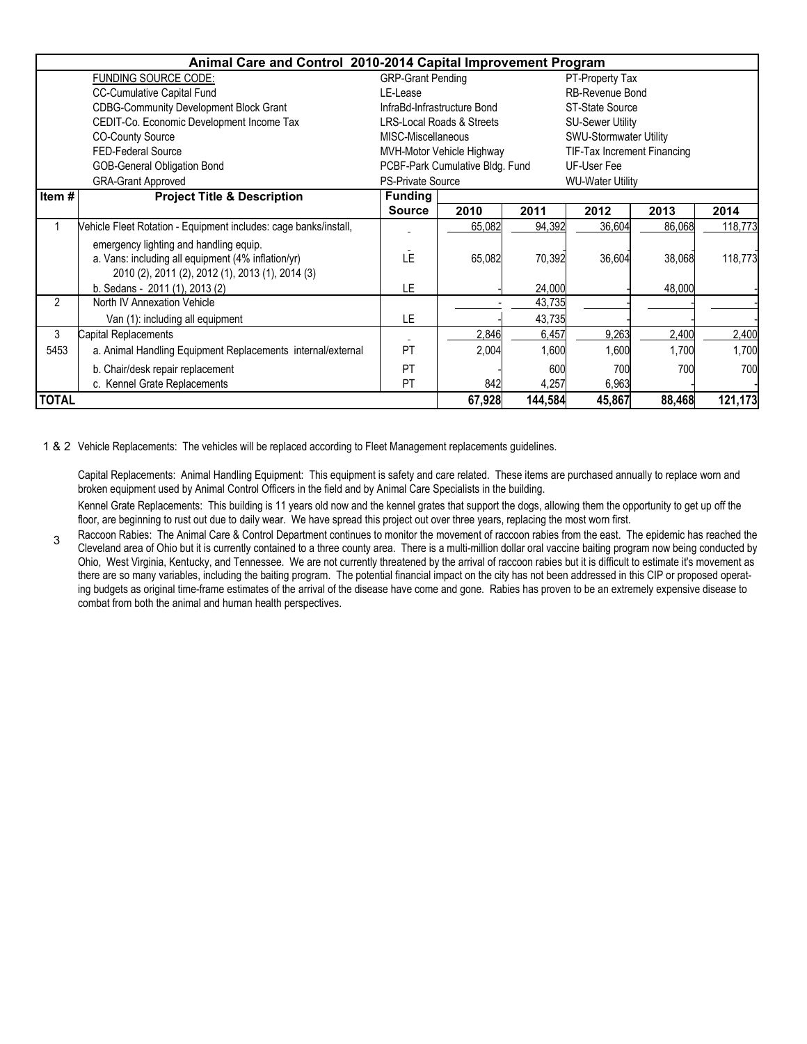# Animal Care and Control 2010-2014 Capital Improvement Program

| | | |
|---|---|---|
| FUNDING SOURCE CODE: | GRP-Grant Pending | PT-Property Tax |
| CC-Cumulative Capital Fund | LE-Lease | RB-Revenue Bond |
| CDBG-Community Development Block Grant | InfraBd-Infrastructure Bond | ST-State Source |
| CEDIT-Co. Economic Development Income Tax | LRS-Local Roads & Streets | SU-Sewer Utility |
| CO-County Source | MISC-Miscellaneous | SWU-Stormwater Utility |
| FED-Federal Source | MVH-Motor Vehicle Highway | TIF-Tax Increment Financing |
| GOB-General Obligation Bond | PCBF-Park Cumulative Bldg. Fund | UF-User Fee |
| GRA-Grant Approved | PS-Private Source | WU-Water Utility |

| Item # | Project Title & Description | Funding Source | 2010 | 2011 | 2012 | 2013 | 2014 |
|---|---|---|---|---|---|---|---|
| 1 | Vehicle Fleet Rotation - Equipment includes: cage banks/install, | - | 65,082 | 94,392 | 36,604 | 86,068 | 118,773 |
| | emergency lighting and handling equip. | - | | | | | |
| | a. Vans: including all equipment (4% inflation/yr) 2010 (2), 2011 (2), 2012 (1), 2013 (1), 2014 (3) | LE | 65,082 | 70,392 | 36,604 | 38,068 | 118,773 |
| | b. Sedans - 2011 (1), 2013 (2) | LE | - | 24,000 | - | 48,000 | - |
| 2 | North IV Annexation Vehicle | | - | 43,735 | - | - | - |
| | Van (1): including all equipment | LE | | 43,735 | | | |
| 3 | Capital Replacements | - | 2,846 | 6,457 | 9,263 | 2,400 | 2,400 |
| 5453 | a. Animal Handling Equipment Replacements internal/external | PT | 2,004 | 1,600 | 1,600 | 1,700 | 1,700 |
| | b. Chair/desk repair replacement | PT | - | 600 | 700 | 700 | 700 |
| | c. Kennel Grate Replacements | PT | 842 | 4,257 | 6,963 | - | - |
| **TOTAL** | | | **67,928** | **144,584** | **45,867** | **88,468** | **121,173** |

1 & 2 Vehicle Replacements: The vehicles will be replaced according to Fleet Management replacements guidelines.

3

Capital Replacements: Animal Handling Equipment: This equipment is safety and care related. These items are purchased annually to replace worn and broken equipment used by Animal Control Officers in the field and by Animal Care Specialists in the building.

Kennel Grate Replacements: This building is 11 years old now and the kennel grates that support the dogs, allowing them the opportunity to get up off the floor, are beginning to rust out due to daily wear. We have spread this project out over three years, replacing the most worn first.

Raccoon Rabies: The Animal Care & Control Department continues to monitor the movement of raccoon rabies from the east. The epidemic has reached the Cleveland area of Ohio but it is currently contained to a three county area. There is a multi-million dollar oral vaccine baiting program now being conducted by Ohio, West Virginia, Kentucky, and Tennessee. We are not currently threatened by the arrival of raccoon rabies but it is difficult to estimate it's movement as there are so many variables, including the baiting program. The potential financial impact on the city has not been addressed in this CIP or proposed operating budgets as original time-frame estimates of the arrival of the disease have come and gone. Rabies has proven to be an extremely expensive disease to combat from both the animal and human health perspectives.